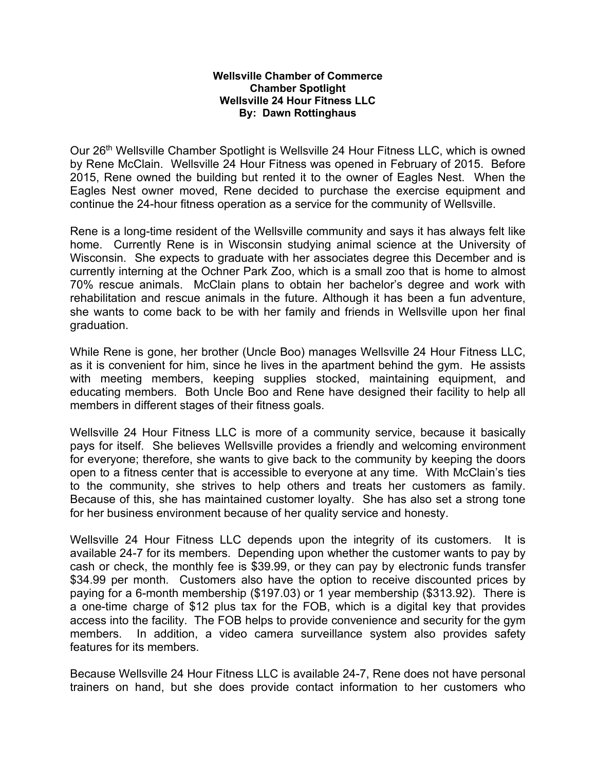**Wellsville Chamber of Commerce**
**Chamber Spotlight**
**Wellsville 24 Hour Fitness LLC**
**By: Dawn Rottinghaus**

Our 26th Wellsville Chamber Spotlight is Wellsville 24 Hour Fitness LLC, which is owned by Rene McClain. Wellsville 24 Hour Fitness was opened in February of 2015. Before 2015, Rene owned the building but rented it to the owner of Eagles Nest. When the Eagles Nest owner moved, Rene decided to purchase the exercise equipment and continue the 24-hour fitness operation as a service for the community of Wellsville.

Rene is a long-time resident of the Wellsville community and says it has always felt like home. Currently Rene is in Wisconsin studying animal science at the University of Wisconsin. She expects to graduate with her associates degree this December and is currently interning at the Ochner Park Zoo, which is a small zoo that is home to almost 70% rescue animals. McClain plans to obtain her bachelor's degree and work with rehabilitation and rescue animals in the future. Although it has been a fun adventure, she wants to come back to be with her family and friends in Wellsville upon her final graduation.

While Rene is gone, her brother (Uncle Boo) manages Wellsville 24 Hour Fitness LLC, as it is convenient for him, since he lives in the apartment behind the gym. He assists with meeting members, keeping supplies stocked, maintaining equipment, and educating members. Both Uncle Boo and Rene have designed their facility to help all members in different stages of their fitness goals.

Wellsville 24 Hour Fitness LLC is more of a community service, because it basically pays for itself. She believes Wellsville provides a friendly and welcoming environment for everyone; therefore, she wants to give back to the community by keeping the doors open to a fitness center that is accessible to everyone at any time. With McClain's ties to the community, she strives to help others and treats her customers as family. Because of this, she has maintained customer loyalty. She has also set a strong tone for her business environment because of her quality service and honesty.

Wellsville 24 Hour Fitness LLC depends upon the integrity of its customers. It is available 24-7 for its members. Depending upon whether the customer wants to pay by cash or check, the monthly fee is $39.99, or they can pay by electronic funds transfer $34.99 per month. Customers also have the option to receive discounted prices by paying for a 6-month membership ($197.03) or 1 year membership ($313.92). There is a one-time charge of $12 plus tax for the FOB, which is a digital key that provides access into the facility. The FOB helps to provide convenience and security for the gym members. In addition, a video camera surveillance system also provides safety features for its members.

Because Wellsville 24 Hour Fitness LLC is available 24-7, Rene does not have personal trainers on hand, but she does provide contact information to her customers who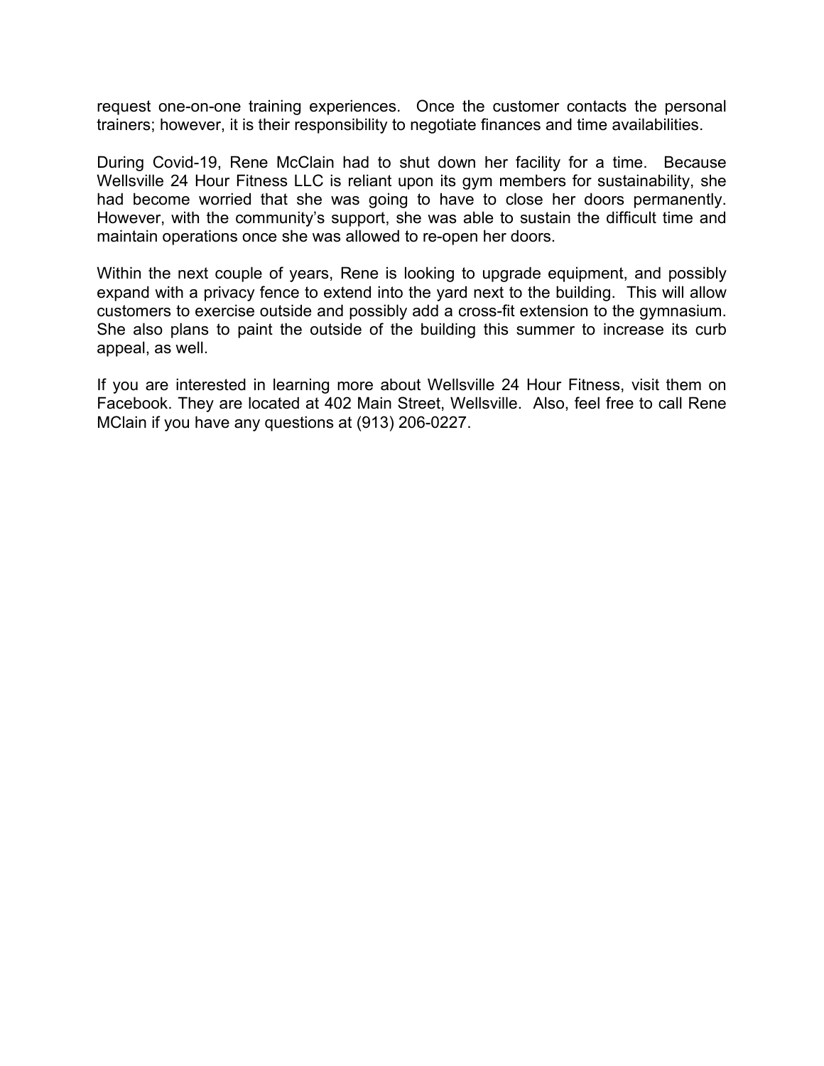request one-on-one training experiences. Once the customer contacts the personal trainers; however, it is their responsibility to negotiate finances and time availabilities.

During Covid-19, Rene McClain had to shut down her facility for a time. Because Wellsville 24 Hour Fitness LLC is reliant upon its gym members for sustainability, she had become worried that she was going to have to close her doors permanently. However, with the community's support, she was able to sustain the difficult time and maintain operations once she was allowed to re-open her doors.

Within the next couple of years, Rene is looking to upgrade equipment, and possibly expand with a privacy fence to extend into the yard next to the building. This will allow customers to exercise outside and possibly add a cross-fit extension to the gymnasium. She also plans to paint the outside of the building this summer to increase its curb appeal, as well.

If you are interested in learning more about Wellsville 24 Hour Fitness, visit them on Facebook. They are located at 402 Main Street, Wellsville. Also, feel free to call Rene MClain if you have any questions at (913) 206-0227.